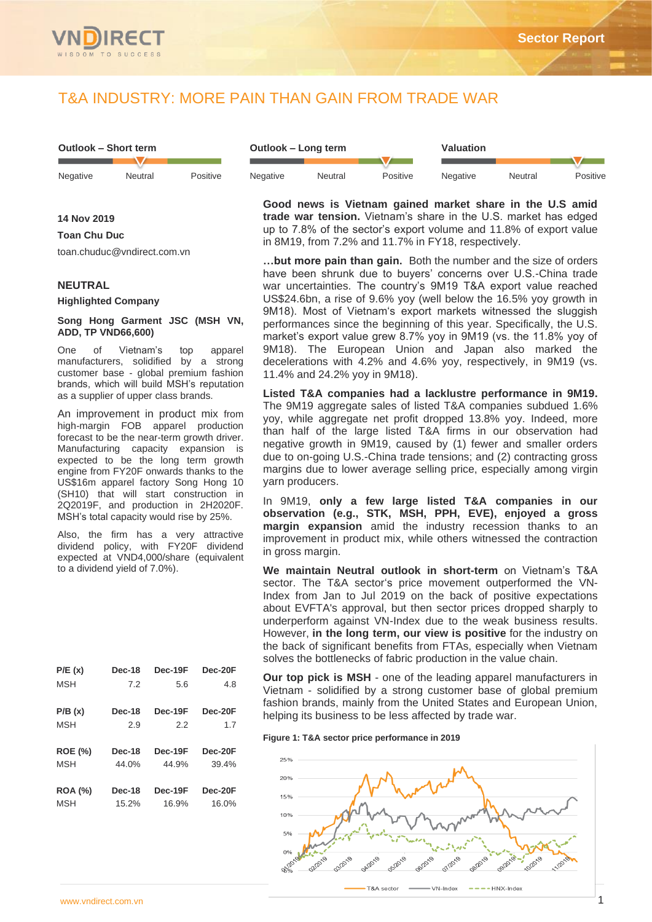# T&A INDUSTRY: MORE PAIN THAN GAIN FROM TRADE WAR

**Outlook – Short term:** Negative | **Neutral** | Positive

**Outlook – Long term:** Negative | Neutral | **Positive**

**Valuation:** Negative | Neutral | **Positive**

**14 Nov 2019**

**Toan Chu Duc**

toan.chuduc@vndirect.com.vn

**NEUTRAL**

**Highlighted Company**

**Song Hong Garment JSC (MSH VN, ADD, TP VND66,600)**

One of Vietnam's top apparel manufacturers, solidified by a strong customer base - global premium fashion brands, which will build MSH's reputation as a supplier of upper class brands.

An improvement in product mix from high-margin FOB apparel production forecast to be the near-term growth driver. Manufacturing capacity expansion is expected to be the long term growth engine from FY20F onwards thanks to the US$16m apparel factory Song Hong 10 (SH10) that will start construction in 2Q2019F, and production in 2H2020F. MSH's total capacity would rise by 25%.

Also, the firm has a very attractive dividend policy, with FY20F dividend expected at VND4,000/share (equivalent to a dividend yield of 7.0%).

| P/E (x) | Dec-18 | Dec-19F | Dec-20F |
|---|---|---|---|
| MSH | 7.2 | 5.6 | 4.8 |

| P/B (x) | Dec-18 | Dec-19F | Dec-20F |
|---|---|---|---|
| MSH | 2.9 | 2.2 | 1.7 |

| ROE (%) | Dec-18 | Dec-19F | Dec-20F |
|---|---|---|---|
| MSH | 44.0% | 44.9% | 39.4% |

| ROA (%) | Dec-18 | Dec-19F | Dec-20F |
|---|---|---|---|
| MSH | 15.2% | 16.9% | 16.0% |

**Good news is Vietnam gained market share in the U.S amid trade war tension.** Vietnam's share in the U.S. market has edged up to 7.8% of the sector's export volume and 11.8% of export value in 8M19, from 7.2% and 11.7% in FY18, respectively.

**…but more pain than gain.** Both the number and the size of orders have been shrunk due to buyers' concerns over U.S.-China trade war uncertainties. The country's 9M19 T&A export value reached US$24.6bn, a rise of 9.6% yoy (well below the 16.5% yoy growth in 9M18). Most of Vietnam's export markets witnessed the sluggish performances since the beginning of this year. Specifically, the U.S. market's export value grew 8.7% yoy in 9M19 (vs. the 11.8% yoy of 9M18). The European Union and Japan also marked the decelerations with 4.2% and 4.6% yoy, respectively, in 9M19 (vs. 11.4% and 24.2% yoy in 9M18).

**Listed T&A companies had a lacklustre performance in 9M19.** The 9M19 aggregate sales of listed T&A companies subdued 1.6% yoy, while aggregate net profit dropped 13.8% yoy. Indeed, more than half of the large listed T&A firms in our observation had negative growth in 9M19, caused by (1) fewer and smaller orders due to on-going U.S.-China trade tensions; and (2) contracting gross margins due to lower average selling price, especially among virgin yarn producers.

In 9M19, **only a few large listed T&A companies in our observation (e.g., STK, MSH, PPH, EVE), enjoyed a gross margin expansion** amid the industry recession thanks to an improvement in product mix, while others witnessed the contraction in gross margin.

**We maintain Neutral outlook in short-term** on Vietnam's T&A sector. The T&A sector's price movement outperformed the VN-Index from Jan to Jul 2019 on the back of positive expectations about EVFTA's approval, but then sector prices dropped sharply to underperform against VN-Index due to the weak business results. However, **in the long term, our view is positive** for the industry on the back of significant benefits from FTAs, especially when Vietnam solves the bottlenecks of fabric production in the value chain.

**Our top pick is MSH** - one of the leading apparel manufacturers in Vietnam - solidified by a strong customer base of global premium fashion brands, mainly from the United States and European Union, helping its business to be less affected by trade war.

**Figure 1: T&A sector price performance in 2019**

25%, 20%, 15%, 10%, 5%, 0%

01/2019, 02/2019, 03/2019, 04/2019, 05/2019, 06/2019, 07/2019, 08/2019, 09/2019, 10/2019, 11/2019

T&A sector — VN-Index — HNX-Index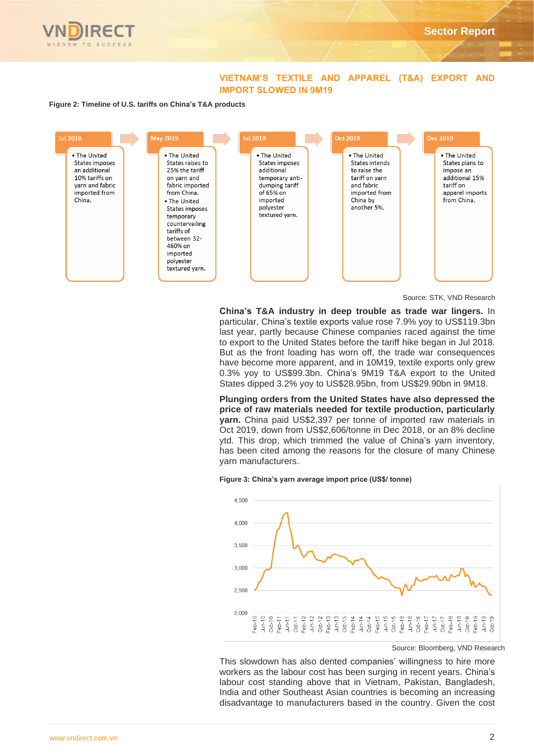## VIETNAM'S TEXTILE AND APPAREL (T&A) EXPORT AND IMPORT SLOWED IN 9M19

**Figure 2: Timeline of U.S. tariffs on China's T&A products**

| Jul 2018 | May 2019 | Jul 2019 | Oct 2019 | Dec 2019 |
|---|---|---|---|---|
| • The United States imposes an additional 10% tariffs on yarn and fabric imported from China. | • The United States raises to 25% the tariff on yarn and fabric imported from China.<br>• The United States imposes temporary countervailing tariffs of between 32-460% on imported polyester textured yarn. | • The United States imposes additional temporary anti-dumping tariff of 65% on imported polyester textured yarn. | • The United States intends to raise the tariff on yarn and fabric imported from China by another 5%. | • The United States plans to impose an additional 15% tariff on apparel imports from China. |

Source: STK, VND Research

**China's T&A industry in deep trouble as trade war lingers.** In particular, China's textile exports value rose 7.9% yoy to US$119.3bn last year, partly because Chinese companies raced against the time to export to the United States before the tariff hike began in Jul 2018. But as the front loading has worn off, the trade war consequences have become more apparent, and in 10M19, textile exports only grew 0.3% yoy to US$99.3bn. China's 9M19 T&A export to the United States dipped 3.2% yoy to US$28.95bn, from US$29.90bn in 9M18.

**Plunging orders from the United States have also depressed the price of raw materials needed for textile production, particularly yarn.** China paid US$2,397 per tonne of imported raw materials in Oct 2019, down from US$2,606/tonne in Dec 2018, or an 8% decline ytd. This drop, which trimmed the value of China's yarn inventory, has been cited among the reasons for the closure of many Chinese yarn manufacturers.

**Figure 3: China's yarn average import price (US$/ tonne)**

Source: Bloomberg, VND Research

This slowdown has also dented companies' willingness to hire more workers as the labour cost has been surging in recent years. China's labour cost standing above that in Vietnam, Pakistan, Bangladesh, India and other Southeast Asian countries is becoming an increasing disadvantage to manufacturers based in the country. Given the cost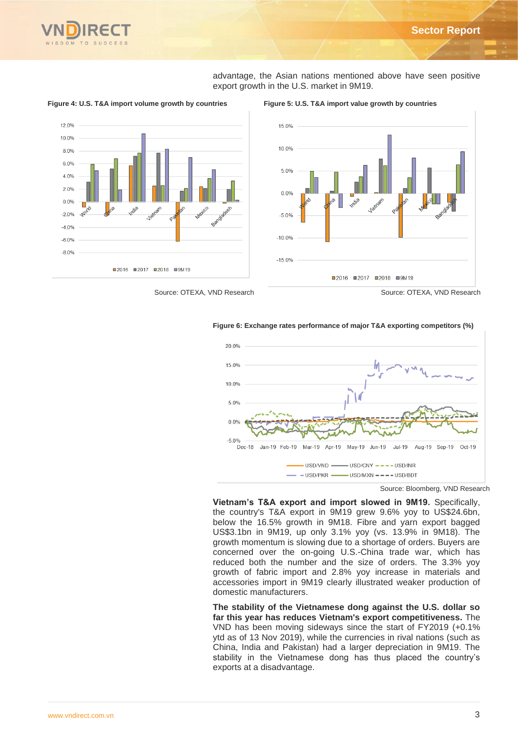advantage, the Asian nations mentioned above have seen positive export growth in the U.S. market in 9M19.

**Figure 4: U.S. T&A import volume growth by countries**

Source: OTEXA, VND Research

**Figure 5: U.S. T&A import value growth by countries**

Source: OTEXA, VND Research

**Figure 6: Exchange rates performance of major T&A exporting competitors (%)**

Source: Bloomberg, VND Research

**Vietnam's T&A export and import slowed in 9M19.** Specifically, the country's T&A export in 9M19 grew 9.6% yoy to US$24.6bn, below the 16.5% growth in 9M18. Fibre and yarn export bagged US$3.1bn in 9M19, up only 3.1% yoy (vs. 13.9% in 9M18). The growth momentum is slowing due to a shortage of orders. Buyers are concerned over the on-going U.S.-China trade war, which has reduced both the number and the size of orders. The 3.3% yoy growth of fabric import and 2.8% yoy increase in materials and accessories import in 9M19 clearly illustrated weaker production of domestic manufacturers.

**The stability of the Vietnamese dong against the U.S. dollar so far this year has reduces Vietnam's export competitiveness.** The VND has been moving sideways since the start of FY2019 (+0.1% ytd as of 13 Nov 2019), while the currencies in rival nations (such as China, India and Pakistan) had a larger depreciation in 9M19. The stability in the Vietnamese dong has thus placed the country's exports at a disadvantage.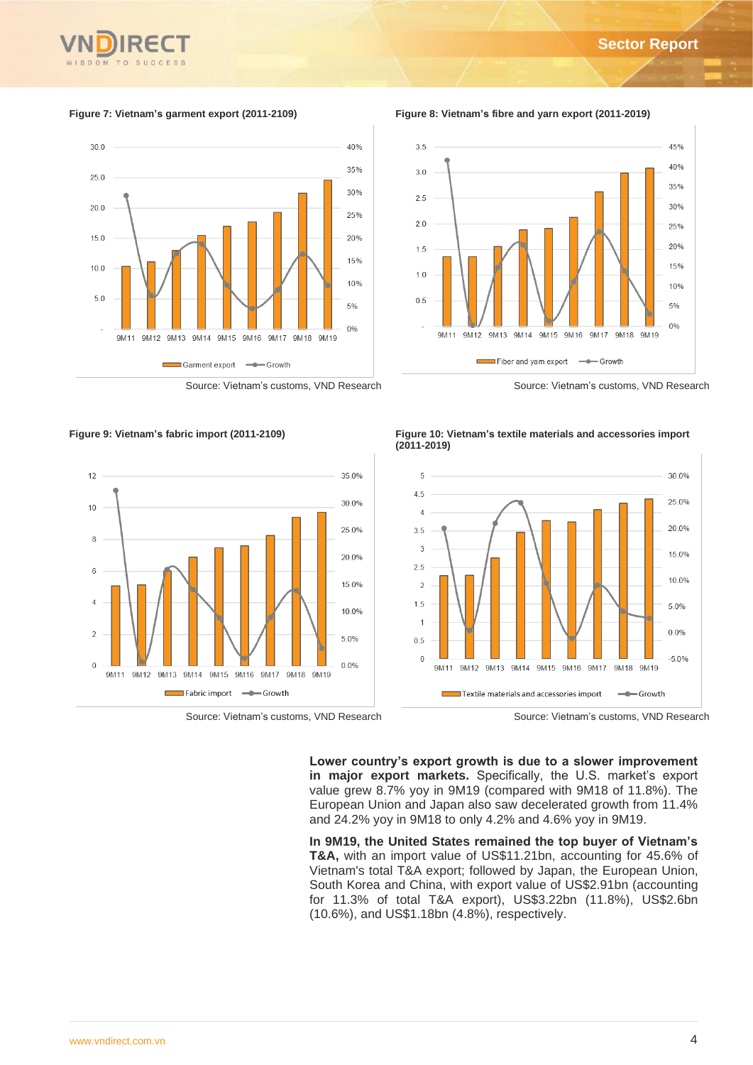**Figure 7: Vietnam's garment export (2011-2109)**

Source: Vietnam's customs, VND Research

**Figure 8: Vietnam's fibre and yarn export (2011-2019)**

Source: Vietnam's customs, VND Research

**Figure 9: Vietnam's fabric import (2011-2109)**

Source: Vietnam's customs, VND Research

**Figure 10: Vietnam's textile materials and accessories import (2011-2019)**

Source: Vietnam's customs, VND Research

**Lower country's export growth is due to a slower improvement in major export markets.** Specifically, the U.S. market's export value grew 8.7% yoy in 9M19 (compared with 9M18 of 11.8%). The European Union and Japan also saw decelerated growth from 11.4% and 24.2% yoy in 9M18 to only 4.2% and 4.6% yoy in 9M19.

**In 9M19, the United States remained the top buyer of Vietnam's T&A,** with an import value of US$11.21bn, accounting for 45.6% of Vietnam's total T&A export; followed by Japan, the European Union, South Korea and China, with export value of US$2.91bn (accounting for 11.3% of total T&A export), US$3.22bn (11.8%), US$2.6bn (10.6%), and US$1.18bn (4.8%), respectively.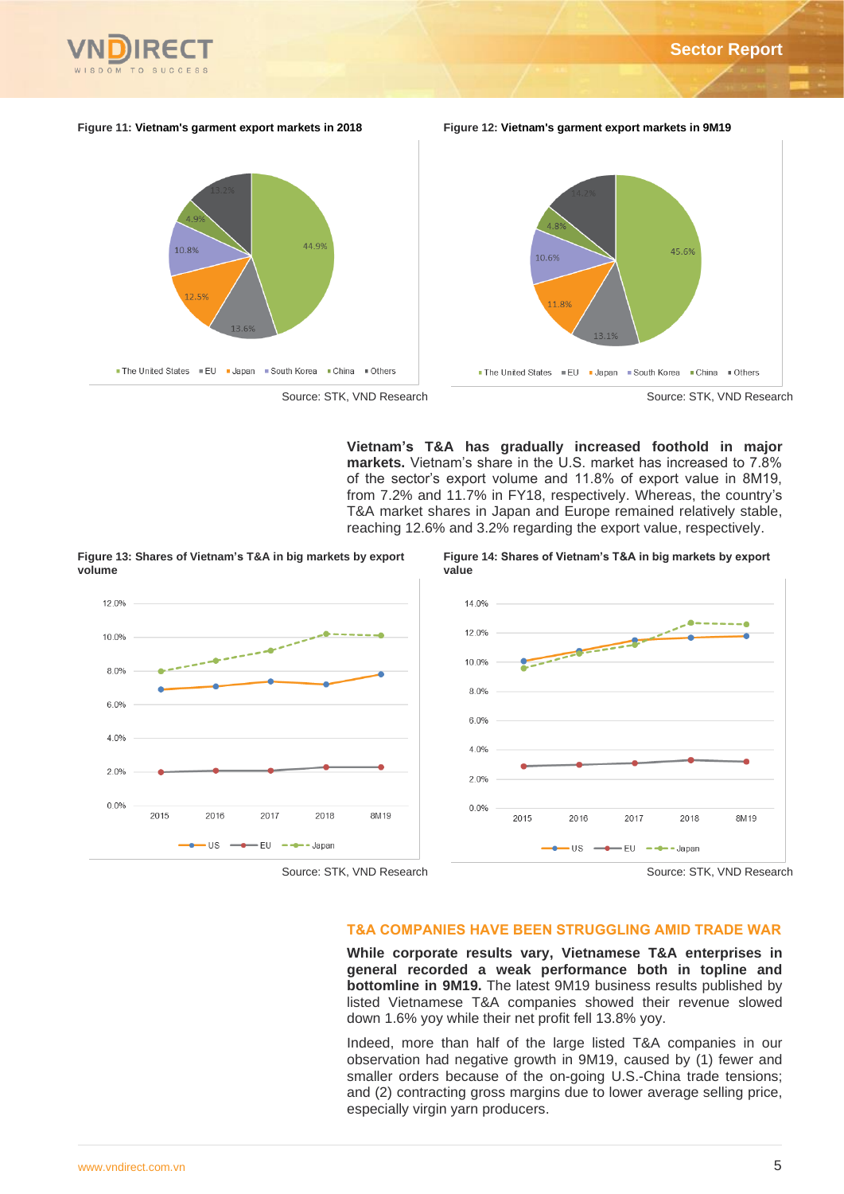**Figure 11: Vietnam's garment export markets in 2018**

The United States 44.9%, EU 13.6%, Japan 12.5%, South Korea 10.8%, China 4.9%, Others 13.2%

Source: STK, VND Research

**Figure 12: Vietnam's garment export markets in 9M19**

The United States 45.6%, EU 13.1%, Japan 11.8%, South Korea 10.6%, China 4.8%, Others 14.2%

Source: STK, VND Research

**Vietnam's T&A has gradually increased foothold in major markets.** Vietnam's share in the U.S. market has increased to 7.8% of the sector's export volume and 11.8% of export value in 8M19, from 7.2% and 11.7% in FY18, respectively. Whereas, the country's T&A market shares in Japan and Europe remained relatively stable, reaching 12.6% and 3.2% regarding the export value, respectively.

**Figure 13: Shares of Vietnam's T&A in big markets by export volume**

Source: STK, VND Research

**Figure 14: Shares of Vietnam's T&A in big markets by export value**

Source: STK, VND Research

## T&A COMPANIES HAVE BEEN STRUGGLING AMID TRADE WAR

**While corporate results vary, Vietnamese T&A enterprises in general recorded a weak performance both in topline and bottomline in 9M19.** The latest 9M19 business results published by listed Vietnamese T&A companies showed their revenue slowed down 1.6% yoy while their net profit fell 13.8% yoy.

Indeed, more than half of the large listed T&A companies in our observation had negative growth in 9M19, caused by (1) fewer and smaller orders because of the on-going U.S.-China trade tensions; and (2) contracting gross margins due to lower average selling price, especially virgin yarn producers.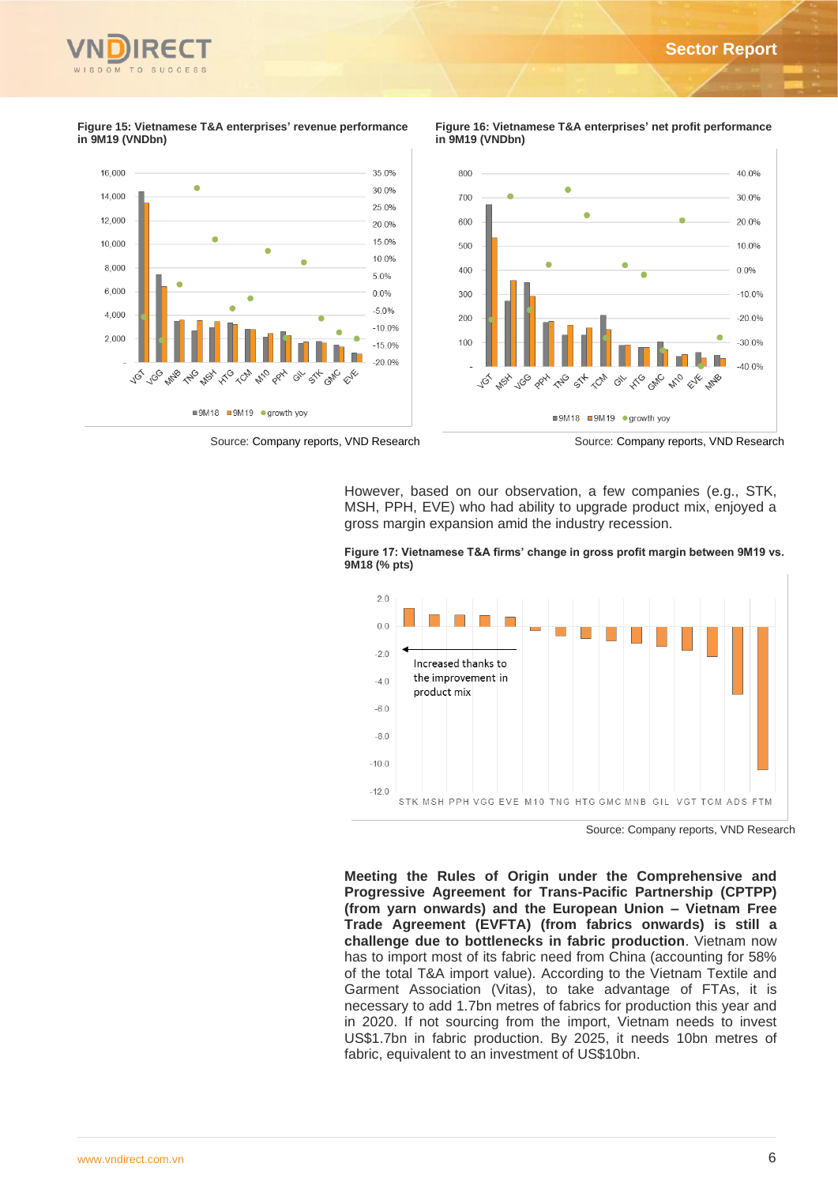**Figure 15: Vietnamese T&A enterprises' revenue performance in 9M19 (VNDbn)**

Source: Company reports, VND Research

**Figure 16: Vietnamese T&A enterprises' net profit performance in 9M19 (VNDbn)**

Source: Company reports, VND Research

However, based on our observation, a few companies (e.g., STK, MSH, PPH, EVE) who had ability to upgrade product mix, enjoyed a gross margin expansion amid the industry recession.

**Figure 17: Vietnamese T&A firms' change in gross profit margin between 9M19 vs. 9M18 (% pts)**

Source: Company reports, VND Research

**Meeting the Rules of Origin under the Comprehensive and Progressive Agreement for Trans-Pacific Partnership (CPTPP) (from yarn onwards) and the European Union – Vietnam Free Trade Agreement (EVFTA) (from fabrics onwards) is still a challenge due to bottlenecks in fabric production**. Vietnam now has to import most of its fabric need from China (accounting for 58% of the total T&A import value). According to the Vietnam Textile and Garment Association (Vitas), to take advantage of FTAs, it is necessary to add 1.7bn metres of fabrics for production this year and in 2020. If not sourcing from the import, Vietnam needs to invest US$1.7bn in fabric production. By 2025, it needs 10bn metres of fabric, equivalent to an investment of US$10bn.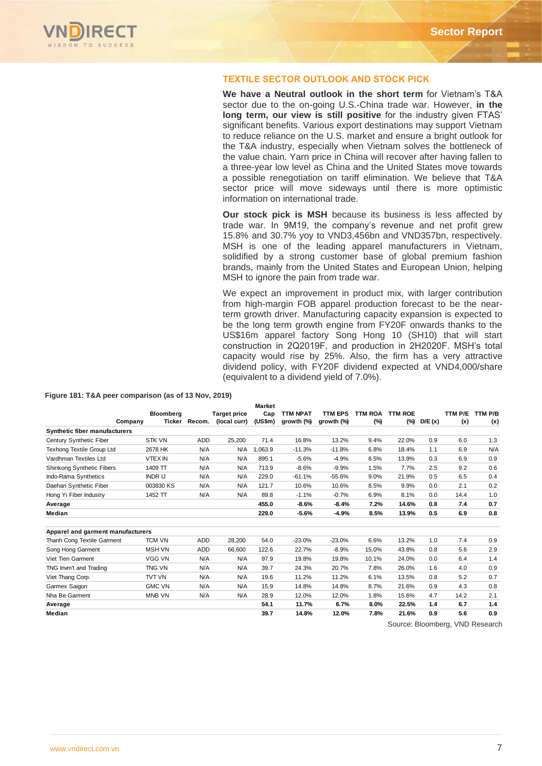## TEXTILE SECTOR OUTLOOK AND STOCK PICK

**We have a Neutral outlook in the short term** for Vietnam's T&A sector due to the on-going U.S.-China trade war. However, **in the long term, our view is still positive** for the industry given FTAS' significant benefits. Various export destinations may support Vietnam to reduce reliance on the U.S. market and ensure a bright outlook for the T&A industry, especially when Vietnam solves the bottleneck of the value chain. Yarn price in China will recover after having fallen to a three-year low level as China and the United States move towards a possible renegotiation on tariff elimination. We believe that T&A sector price will move sideways until there is more optimistic information on international trade.

**Our stock pick is MSH** because its business is less affected by trade war. In 9M19, the company's revenue and net profit grew 15.8% and 30.7% yoy to VND3,456bn and VND357bn, respectively. MSH is one of the leading apparel manufacturers in Vietnam, solidified by a strong customer base of global premium fashion brands, mainly from the United States and European Union, helping MSH to ignore the pain from trade war.

We expect an improvement in product mix, with larger contribution from high-margin FOB apparel production forecast to be the near-term growth driver. Manufacturing capacity expansion is expected to be the long term growth engine from FY20F onwards thanks to the US$16m apparel factory Song Hong 10 (SH10) that will start construction in 2Q2019F, and production in 2H2020F. MSH's total capacity would rise by 25%. Also, the firm has a very attractive dividend policy, with FY20F dividend expected at VND4,000/share (equivalent to a dividend yield of 7.0%).

**Figure 181: T&A peer comparison (as of 13 Nov, 2019)**

| Company | Bloomberg Ticker | Recom. | Target price (local curr) | Market Cap (US$m) | TTM NPAT growth (%) | TTM EPS growth (%) | TTM ROA (%) | TTM ROE (%) | D/E (x) | TTM P/E (x) | TTM P/B (x) |
|---|---|---|---|---|---|---|---|---|---|---|---|
| **Synthetic fiber manufacturers** | | | | | | | | | | | |
| Century Synthetic Fiber | STK VN | ADD | 25,200 | 71.4 | 16.8% | 13.2% | 9.4% | 22.0% | 0.9 | 6.0 | 1.3 |
| Texhong Textile Group Ltd | 2678 HK | N/A | N/A | 1,063.9 | -11.3% | -11.8% | 6.8% | 18.4% | 1.1 | 6.9 | N/A |
| Vardhman Textiles Ltd | VTEX IN | N/A | N/A | 895.1 | -5.6% | -4.9% | 8.5% | 13.9% | 0.3 | 6.9 | 0.9 |
| Shinkong Synthetic Fibers | 1409 TT | N/A | N/A | 713.9 | -8.6% | -9.9% | 1.5% | 7.7% | 2.5 | 9.2 | 0.6 |
| Indo-Rama Synthetics | INDR IJ | N/A | N/A | 229.0 | -61.1% | -55.6% | 9.0% | 21.9% | 0.5 | 6.5 | 0.4 |
| Daehan Synthetic Fiber | 003830 KS | N/A | N/A | 121.7 | 10.6% | 10.6% | 8.5% | 9.9% | 0.0 | 2.1 | 0.2 |
| Hong Yi Fiber Industry | 1452 TT | N/A | N/A | 89.8 | -1.1% | -0.7% | 6.9% | 8.1% | 0.0 | 14.4 | 1.0 |
| **Average** | | | | **455.0** | **-8.6%** | **-8.4%** | **7.2%** | **14.6%** | **0.8** | **7.4** | **0.7** |
| **Median** | | | | **229.0** | **-5.6%** | **-4.9%** | **8.5%** | **13.9%** | **0.5** | **6.9** | **0.8** |
| **Apparel and garment manufacturers** | | | | | | | | | | | |
| Thanh Cong Textile Garment | TCM VN | ADD | 28,200 | 54.0 | -23.0% | -23.0% | 6.6% | 13.2% | 1.0 | 7.4 | 0.9 |
| Song Hong Garment | MSH VN | ADD | 66,600 | 122.6 | 22.7% | -8.9% | 15.0% | 43.8% | 0.8 | 5.6 | 2.9 |
| Viet Tien Garment | VGG VN | N/A | N/A | 97.9 | 19.8% | 19.8% | 10.1% | 24.0% | 0.0 | 6.4 | 1.4 |
| TNG Invm't and Trading | TNG VN | N/A | N/A | 39.7 | 24.3% | 20.7% | 7.8% | 26.0% | 1.6 | 4.0 | 0.9 |
| Viet Thang Corp. | TVT VN | N/A | N/A | 19.6 | 11.2% | 11.2% | 6.1% | 13.5% | 0.8 | 5.2 | 0.7 |
| Garmex Saigon | GMC VN | N/A | N/A | 15.9 | 14.8% | 14.8% | 8.7% | 21.6% | 0.9 | 4.3 | 0.8 |
| Nha Be Garment | MNB VN | N/A | N/A | 28.9 | 12.0% | 12.0% | 1.8% | 15.6% | 4.7 | 14.2 | 2.1 |
| **Average** | | | | **54.1** | **11.7%** | **6.7%** | **8.0%** | **22.5%** | **1.4** | **6.7** | **1.4** |
| **Median** | | | | **39.7** | **14.8%** | **12.0%** | **7.8%** | **21.6%** | **0.9** | **5.6** | **0.9** |

Source: Bloomberg, VND Research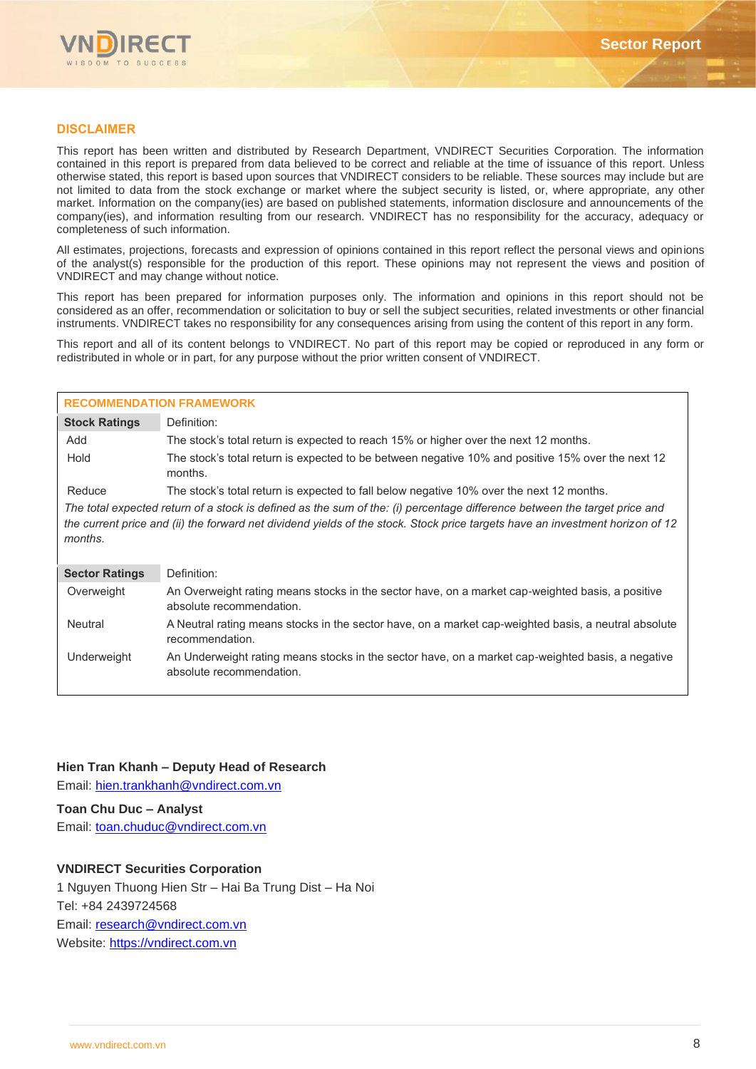## DISCLAIMER

This report has been written and distributed by Research Department, VNDIRECT Securities Corporation. The information contained in this report is prepared from data believed to be correct and reliable at the time of issuance of this report. Unless otherwise stated, this report is based upon sources that VNDIRECT considers to be reliable. These sources may include but are not limited to data from the stock exchange or market where the subject security is listed, or, where appropriate, any other market. Information on the company(ies) are based on published statements, information disclosure and announcements of the company(ies), and information resulting from our research. VNDIRECT has no responsibility for the accuracy, adequacy or completeness of such information.

All estimates, projections, forecasts and expression of opinions contained in this report reflect the personal views and opinions of the analyst(s) responsible for the production of this report. These opinions may not represent the views and position of VNDIRECT and may change without notice.

This report has been prepared for information purposes only. The information and opinions in this report should not be considered as an offer, recommendation or solicitation to buy or sell the subject securities, related investments or other financial instruments. VNDIRECT takes no responsibility for any consequences arising from using the content of this report in any form.

This report and all of its content belongs to VNDIRECT. No part of this report may be copied or reproduced in any form or redistributed in whole or in part, for any purpose without the prior written consent of VNDIRECT.

### RECOMMENDATION FRAMEWORK

| Stock Ratings | Definition: |
|---|---|
| Add | The stock's total return is expected to reach 15% or higher over the next 12 months. |
| Hold | The stock's total return is expected to be between negative 10% and positive 15% over the next 12 months. |
| Reduce | The stock's total return is expected to fall below negative 10% over the next 12 months. |

*The total expected return of a stock is defined as the sum of the: (i) percentage difference between the target price and the current price and (ii) the forward net dividend yields of the stock. Stock price targets have an investment horizon of 12 months.*

| Sector Ratings | Definition: |
|---|---|
| Overweight | An Overweight rating means stocks in the sector have, on a market cap-weighted basis, a positive absolute recommendation. |
| Neutral | A Neutral rating means stocks in the sector have, on a market cap-weighted basis, a neutral absolute recommendation. |
| Underweight | An Underweight rating means stocks in the sector have, on a market cap-weighted basis, a negative absolute recommendation. |

**Hien Tran Khanh – Deputy Head of Research**
Email: hien.trankhanh@vndirect.com.vn

**Toan Chu Duc – Analyst**
Email: toan.chuduc@vndirect.com.vn

**VNDIRECT Securities Corporation**
1 Nguyen Thuong Hien Str – Hai Ba Trung Dist – Ha Noi
Tel: +84 2439724568
Email: research@vndirect.com.vn
Website: https://vndirect.com.vn